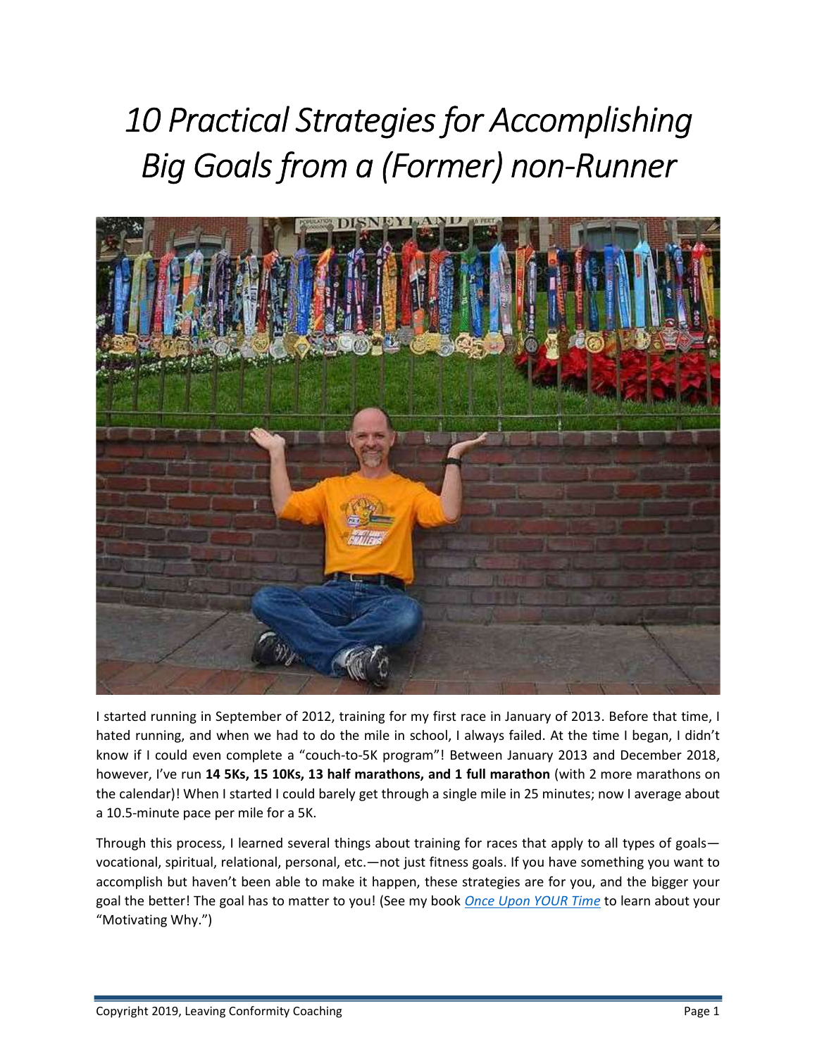# *10 Practical Strategies for Accomplishing Big Goals from a (Former) non-Runner*

I started running in September of 2012, training for my first race in January of 2013. Before that time, I hated running, and when we had to do the mile in school, I always failed. At the time I began, I didn't know if I could even complete a "couch-to-5K program"! Between January 2013 and December 2018, however, I've run **14 5Ks, 15 10Ks, 13 half marathons, and 1 full marathon** (with 2 more marathons on the calendar)! When I started I could barely get through a single mile in 25 minutes; now I average about a 10.5-minute pace per mile for a 5K.

Through this process, I learned several things about training for races that apply to all types of goals—vocational, spiritual, relational, personal, etc.—not just fitness goals. If you have something you want to accomplish but haven't been able to make it happen, these strategies are for you, and the bigger your goal the better! The goal has to matter to you! (See my book *Once Upon YOUR Time* to learn about your "Motivating Why.")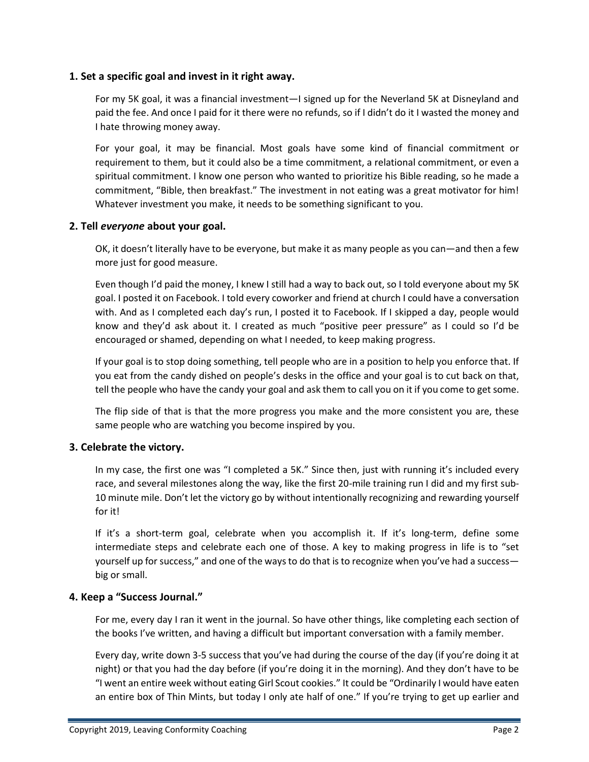### 1. Set a specific goal and invest in it right away.

For my 5K goal, it was a financial investment—I signed up for the Neverland 5K at Disneyland and paid the fee. And once I paid for it there were no refunds, so if I didn't do it I wasted the money and I hate throwing money away.

For your goal, it may be financial. Most goals have some kind of financial commitment or requirement to them, but it could also be a time commitment, a relational commitment, or even a spiritual commitment. I know one person who wanted to prioritize his Bible reading, so he made a commitment, "Bible, then breakfast." The investment in not eating was a great motivator for him! Whatever investment you make, it needs to be something significant to you.

### 2. Tell *everyone* about your goal.

OK, it doesn't literally have to be everyone, but make it as many people as you can—and then a few more just for good measure.

Even though I'd paid the money, I knew I still had a way to back out, so I told everyone about my 5K goal. I posted it on Facebook. I told every coworker and friend at church I could have a conversation with. And as I completed each day's run, I posted it to Facebook. If I skipped a day, people would know and they'd ask about it. I created as much "positive peer pressure" as I could so I'd be encouraged or shamed, depending on what I needed, to keep making progress.

If your goal is to stop doing something, tell people who are in a position to help you enforce that. If you eat from the candy dished on people's desks in the office and your goal is to cut back on that, tell the people who have the candy your goal and ask them to call you on it if you come to get some.

The flip side of that is that the more progress you make and the more consistent you are, these same people who are watching you become inspired by you.

### 3. Celebrate the victory.

In my case, the first one was "I completed a 5K." Since then, just with running it's included every race, and several milestones along the way, like the first 20-mile training run I did and my first sub-10 minute mile. Don't let the victory go by without intentionally recognizing and rewarding yourself for it!

If it's a short-term goal, celebrate when you accomplish it. If it's long-term, define some intermediate steps and celebrate each one of those. A key to making progress in life is to "set yourself up for success," and one of the ways to do that is to recognize when you've had a success—big or small.

### 4. Keep a "Success Journal."

For me, every day I ran it went in the journal. So have other things, like completing each section of the books I've written, and having a difficult but important conversation with a family member.

Every day, write down 3-5 success that you've had during the course of the day (if you're doing it at night) or that you had the day before (if you're doing it in the morning). And they don't have to be "I went an entire week without eating Girl Scout cookies." It could be "Ordinarily I would have eaten an entire box of Thin Mints, but today I only ate half of one." If you're trying to get up earlier and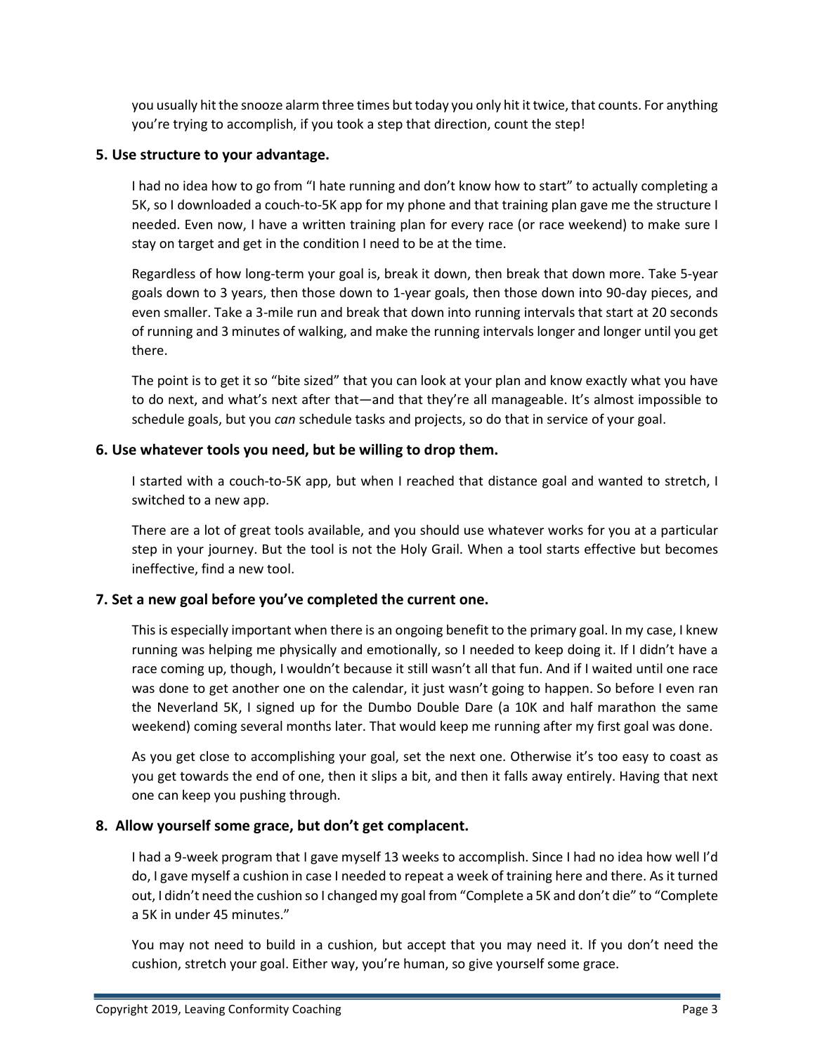you usually hit the snooze alarm three times but today you only hit it twice, that counts. For anything you're trying to accomplish, if you took a step that direction, count the step!

### 5. Use structure to your advantage.

I had no idea how to go from "I hate running and don't know how to start" to actually completing a 5K, so I downloaded a couch-to-5K app for my phone and that training plan gave me the structure I needed. Even now, I have a written training plan for every race (or race weekend) to make sure I stay on target and get in the condition I need to be at the time.

Regardless of how long-term your goal is, break it down, then break that down more. Take 5-year goals down to 3 years, then those down to 1-year goals, then those down into 90-day pieces, and even smaller. Take a 3-mile run and break that down into running intervals that start at 20 seconds of running and 3 minutes of walking, and make the running intervals longer and longer until you get there.

The point is to get it so "bite sized" that you can look at your plan and know exactly what you have to do next, and what's next after that—and that they're all manageable. It's almost impossible to schedule goals, but you *can* schedule tasks and projects, so do that in service of your goal.

### 6. Use whatever tools you need, but be willing to drop them.

I started with a couch-to-5K app, but when I reached that distance goal and wanted to stretch, I switched to a new app.

There are a lot of great tools available, and you should use whatever works for you at a particular step in your journey. But the tool is not the Holy Grail. When a tool starts effective but becomes ineffective, find a new tool.

### 7. Set a new goal before you've completed the current one.

This is especially important when there is an ongoing benefit to the primary goal. In my case, I knew running was helping me physically and emotionally, so I needed to keep doing it. If I didn't have a race coming up, though, I wouldn't because it still wasn't all that fun. And if I waited until one race was done to get another one on the calendar, it just wasn't going to happen. So before I even ran the Neverland 5K, I signed up for the Dumbo Double Dare (a 10K and half marathon the same weekend) coming several months later. That would keep me running after my first goal was done.

As you get close to accomplishing your goal, set the next one. Otherwise it's too easy to coast as you get towards the end of one, then it slips a bit, and then it falls away entirely. Having that next one can keep you pushing through.

### 8. Allow yourself some grace, but don't get complacent.

I had a 9-week program that I gave myself 13 weeks to accomplish. Since I had no idea how well I'd do, I gave myself a cushion in case I needed to repeat a week of training here and there. As it turned out, I didn't need the cushion so I changed my goal from "Complete a 5K and don't die" to "Complete a 5K in under 45 minutes."

You may not need to build in a cushion, but accept that you may need it. If you don't need the cushion, stretch your goal. Either way, you're human, so give yourself some grace.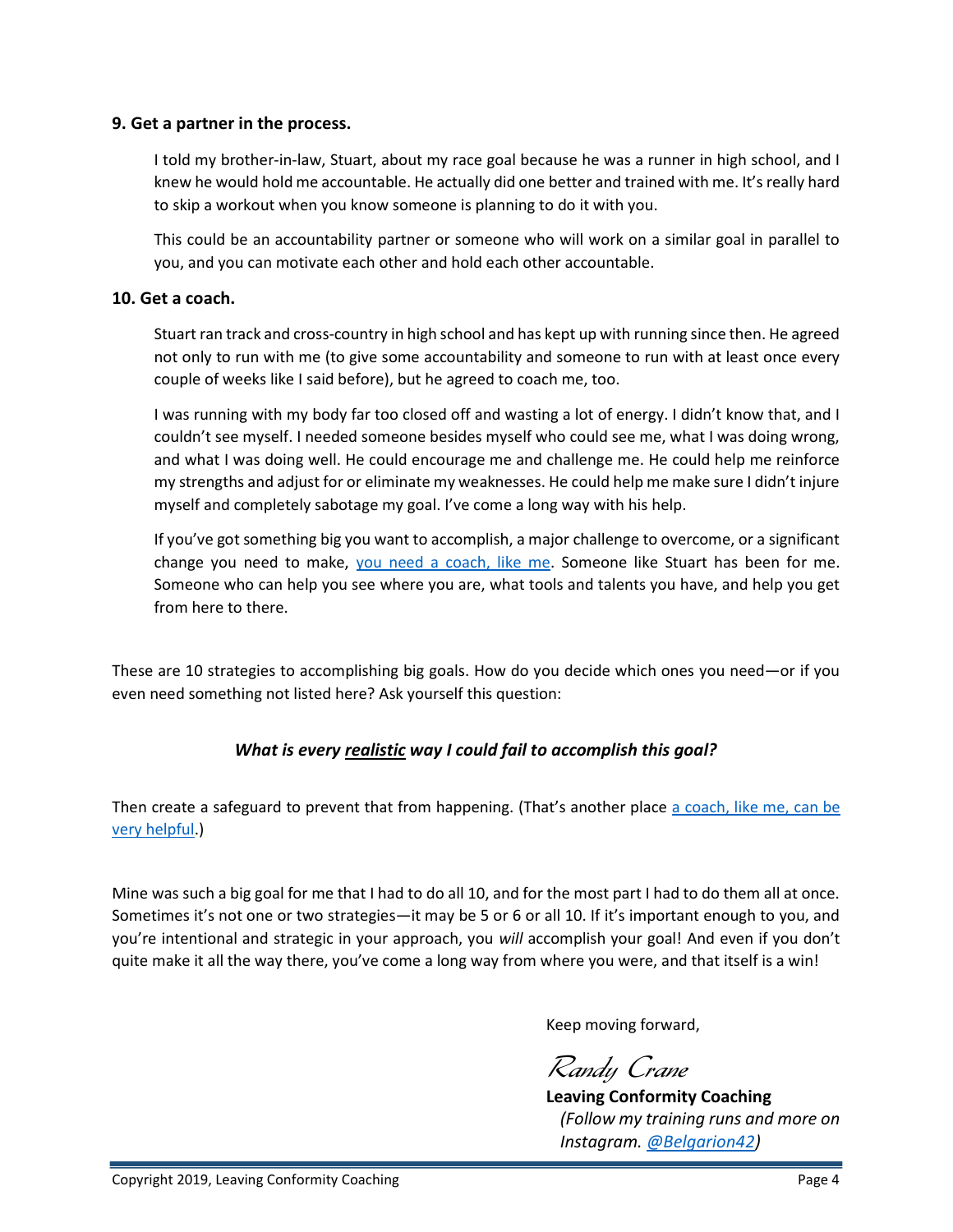### 9. Get a partner in the process.

I told my brother-in-law, Stuart, about my race goal because he was a runner in high school, and I knew he would hold me accountable. He actually did one better and trained with me. It's really hard to skip a workout when you know someone is planning to do it with you.

This could be an accountability partner or someone who will work on a similar goal in parallel to you, and you can motivate each other and hold each other accountable.

### 10. Get a coach.

Stuart ran track and cross-country in high school and has kept up with running since then. He agreed not only to run with me (to give some accountability and someone to run with at least once every couple of weeks like I said before), but he agreed to coach me, too.

I was running with my body far too closed off and wasting a lot of energy. I didn't know that, and I couldn't see myself. I needed someone besides myself who could see me, what I was doing wrong, and what I was doing well. He could encourage me and challenge me. He could help me reinforce my strengths and adjust for or eliminate my weaknesses. He could help me make sure I didn't injure myself and completely sabotage my goal. I've come a long way with his help.

If you've got something big you want to accomplish, a major challenge to overcome, or a significant change you need to make, you need a coach, like me. Someone like Stuart has been for me. Someone who can help you see where you are, what tools and talents you have, and help you get from here to there.

These are 10 strategies to accomplishing big goals. How do you decide which ones you need—or if you even need something not listed here? Ask yourself this question:

***What is every realistic way I could fail to accomplish this goal?***

Then create a safeguard to prevent that from happening. (That's another place a coach, like me, can be very helpful.)

Mine was such a big goal for me that I had to do all 10, and for the most part I had to do them all at once. Sometimes it's not one or two strategies—it may be 5 or 6 or all 10. If it's important enough to you, and you're intentional and strategic in your approach, you *will* accomplish your goal! And even if you don't quite make it all the way there, you've come a long way from where you were, and that itself is a win!

Keep moving forward,

Randy Crane

**Leaving Conformity Coaching**

*(Follow my training runs and more on Instagram. @Belgarion42)*

Copyright 2019, Leaving Conformity Coaching